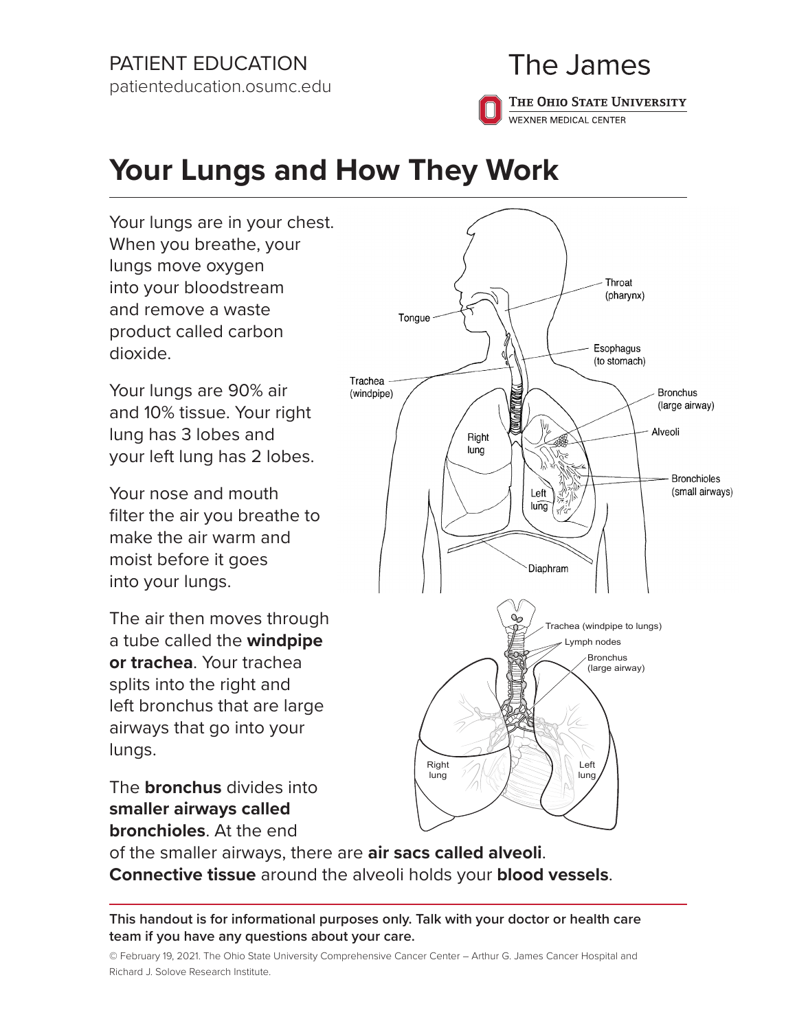PATIENT EDUCATION
patienteducation.osumc.edu

The James
The Ohio State University
WEXNER MEDICAL CENTER

# Your Lungs and How They Work

Your lungs are in your chest. When you breathe, your lungs move oxygen into your bloodstream and remove a waste product called carbon dioxide.

Your lungs are 90% air and 10% tissue. Your right lung has 3 lobes and your left lung has 2 lobes.

Your nose and mouth filter the air you breathe to make the air warm and moist before it goes into your lungs.

The air then moves through a tube called the **windpipe or trachea**. Your trachea splits into the right and left bronchus that are large airways that go into your lungs.

The **bronchus** divides into **smaller airways called bronchioles**. At the end of the smaller airways, there are **air sacs called alveoli**. **Connective tissue** around the alveoli holds your **blood vessels**.

**This handout is for informational purposes only. Talk with your doctor or health care team if you have any questions about your care.**

© February 19, 2021. The Ohio State University Comprehensive Cancer Center – Arthur G. James Cancer Hospital and Richard J. Solove Research Institute.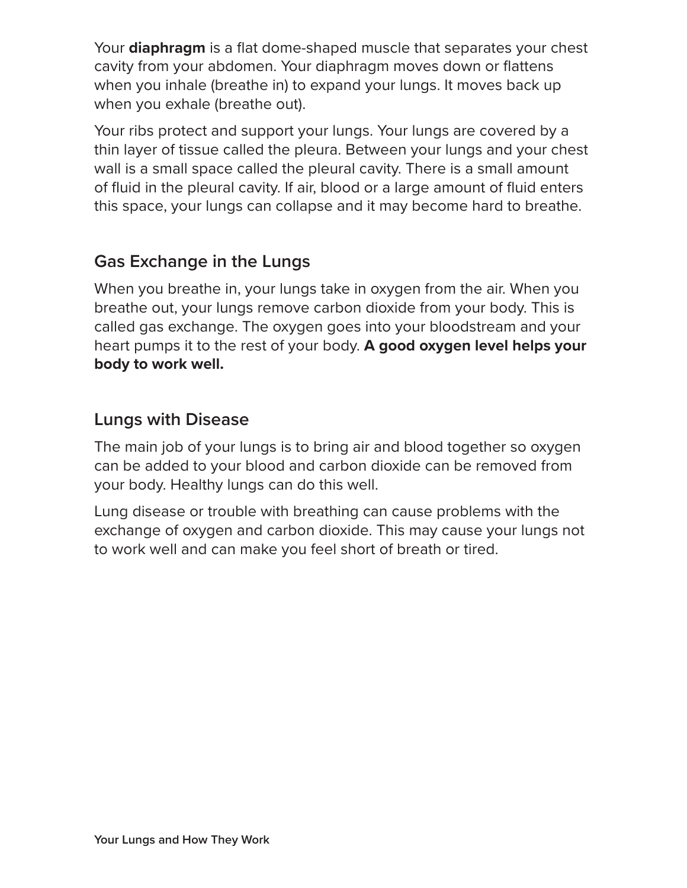Your **diaphragm** is a flat dome-shaped muscle that separates your chest cavity from your abdomen. Your diaphragm moves down or flattens when you inhale (breathe in) to expand your lungs. It moves back up when you exhale (breathe out).

Your ribs protect and support your lungs. Your lungs are covered by a thin layer of tissue called the pleura. Between your lungs and your chest wall is a small space called the pleural cavity. There is a small amount of fluid in the pleural cavity. If air, blood or a large amount of fluid enters this space, your lungs can collapse and it may become hard to breathe.

## Gas Exchange in the Lungs

When you breathe in, your lungs take in oxygen from the air. When you breathe out, your lungs remove carbon dioxide from your body. This is called gas exchange. The oxygen goes into your bloodstream and your heart pumps it to the rest of your body. **A good oxygen level helps your body to work well.**

## Lungs with Disease

The main job of your lungs is to bring air and blood together so oxygen can be added to your blood and carbon dioxide can be removed from your body. Healthy lungs can do this well.

Lung disease or trouble with breathing can cause problems with the exchange of oxygen and carbon dioxide. This may cause your lungs not to work well and can make you feel short of breath or tired.